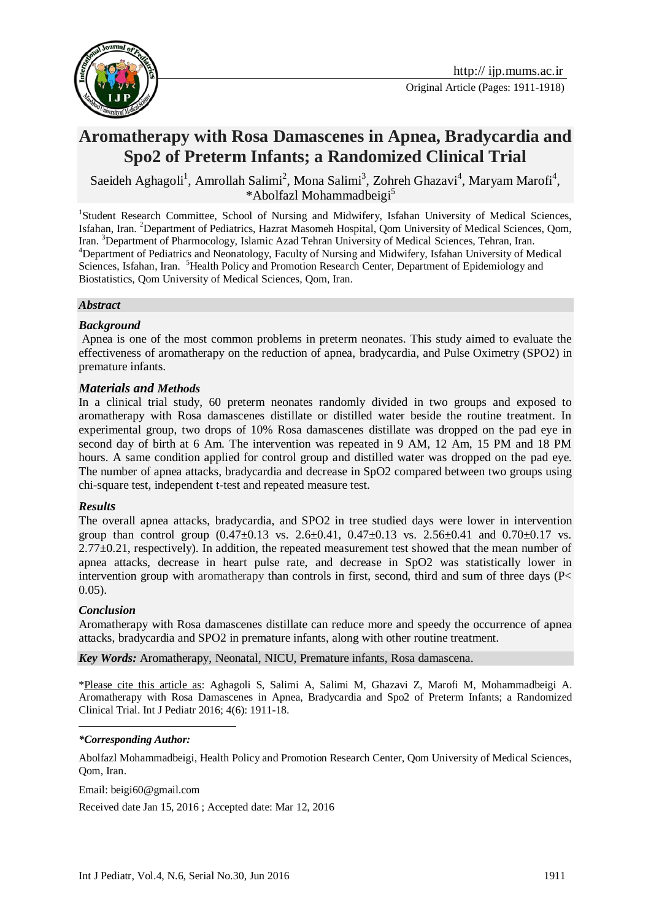Original Article (Pages: 1911-1918)

# Aromatherapy with Rosa Damascenes in Apnea, Bradycardia and Spo2 of Preterm Infants; a Randomized Clinical Trial

Saeideh Aghagoli[1], Amrollah Salimi[2], Mona Salimi[3], Zohreh Ghazavi[4], Maryam Marofi[4], *Abolfazl Mohammadbeigi[5]

[1]Student Research Committee, School of Nursing and Midwifery, Isfahan University of Medical Sciences, Isfahan, Iran. [2]Department of Pediatrics, Hazrat Masomeh Hospital, Qom University of Medical Sciences, Qom, Iran. [3]Department of Pharmocology, Islamic Azad Tehran University of Medical Sciences, Tehran, Iran. [4]Department of Pediatrics and Neonatology, Faculty of Nursing and Midwifery, Isfahan University of Medical Sciences, Isfahan, Iran. [5]Health Policy and Promotion Research Center, Department of Epidemiology and Biostatistics, Qom University of Medical Sciences, Qom, Iran.

### *Abstract*

#### *Background*

Apnea is one of the most common problems in preterm neonates. This study aimed to evaluate the effectiveness of aromatherapy on the reduction of apnea, bradycardia, and Pulse Oximetry (SPO2) in premature infants.

#### *Materials and Methods*

In a clinical trial study, 60 preterm neonates randomly divided in two groups and exposed to aromatherapy with Rosa damascenes distillate or distilled water beside the routine treatment. In experimental group, two drops of 10% Rosa damascenes distillate was dropped on the pad eye in second day of birth at 6 Am. The intervention was repeated in 9 AM, 12 Am, 15 PM and 18 PM hours. A same condition applied for control group and distilled water was dropped on the pad eye. The number of apnea attacks, bradycardia and decrease in SpO2 compared between two groups using chi-square test, independent t-test and repeated measure test.

#### *Results*

The overall apnea attacks, bradycardia, and SPO2 in tree studied days were lower in intervention group than control group (0.47±0.13 vs. 2.6±0.41, 0.47±0.13 vs. 2.56±0.41 and 0.70±0.17 vs. 2.77±0.21, respectively). In addition, the repeated measurement test showed that the mean number of apnea attacks, decrease in heart pulse rate, and decrease in SpO2 was statistically lower in intervention group with aromatherapy than controls in first, second, third and sum of three days ($P < 0.05$).

#### *Conclusion*

Aromatherapy with Rosa damascenes distillate can reduce more and speedy the occurrence of apnea attacks, bradycardia and SPO2 in premature infants, along with other routine treatment.

***Key Words:*** Aromatherapy, Neonatal, NICU, Premature infants, Rosa damascena.

*Please cite this article as: Aghagoli S, Salimi A, Salimi M, Ghazavi Z, Marofi M, Mohammadbeigi A. Aromatherapy with Rosa Damascenes in Apnea, Bradycardia and Spo2 of Preterm Infants; a Randomized Clinical Trial. Int J Pediatr 2016; 4(6): 1911-18.

***\*Corresponding Author:***

Abolfazl Mohammadbeigi, Health Policy and Promotion Research Center, Qom University of Medical Sciences, Qom, Iran.

Email: beigi60@gmail.com

Received date Jan 15, 2016 ; Accepted date: Mar 12, 2016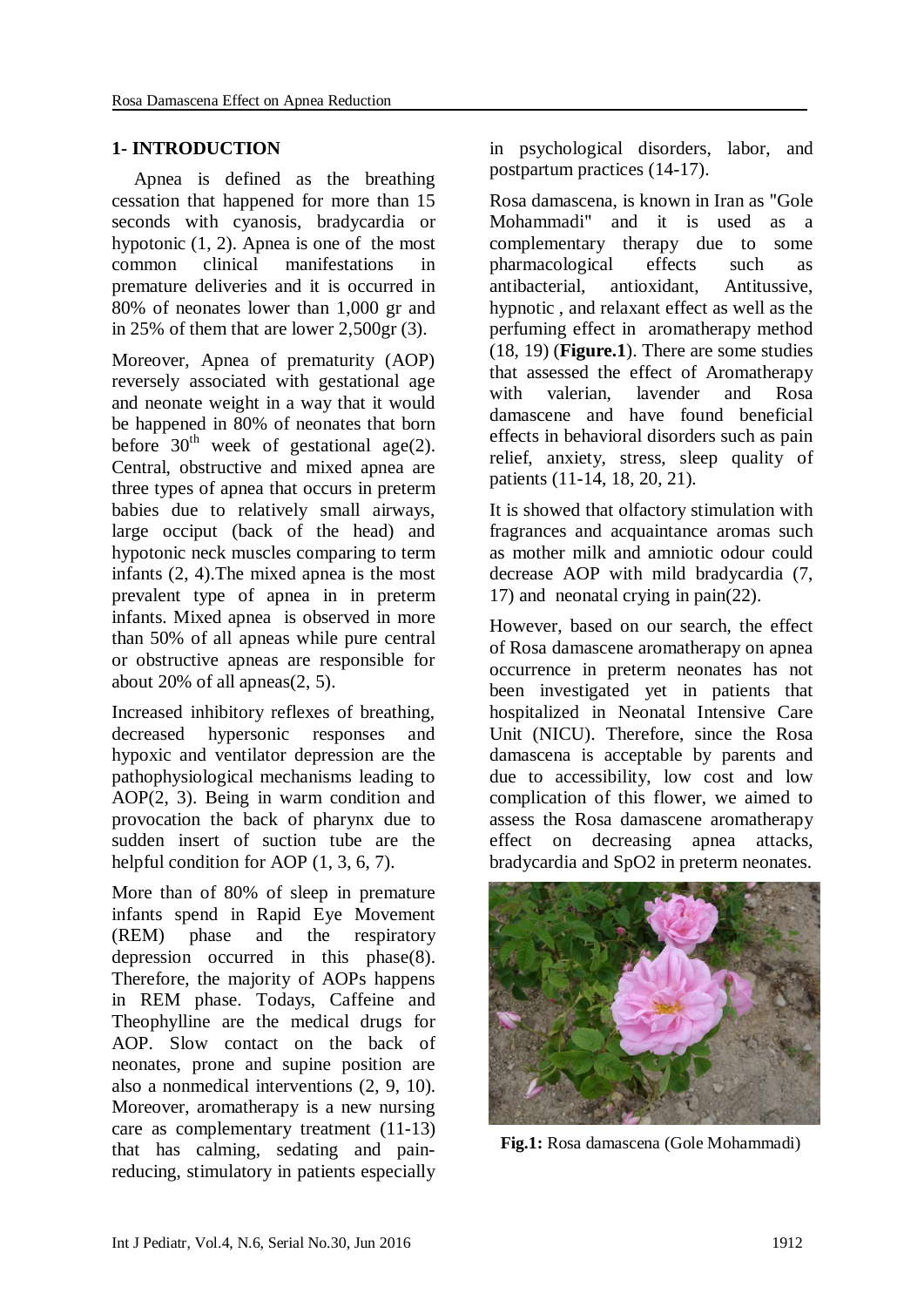## 1- INTRODUCTION

Apnea is defined as the breathing cessation that happened for more than 15 seconds with cyanosis, bradycardia or hypotonic (1, 2). Apnea is one of the most common clinical manifestations in premature deliveries and it is occurred in 80% of neonates lower than 1,000 gr and in 25% of them that are lower 2,500gr (3).

Moreover, Apnea of prematurity (AOP) reversely associated with gestational age and neonate weight in a way that it would be happened in 80% of neonates that born before 30th week of gestational age(2). Central, obstructive and mixed apnea are three types of apnea that occurs in preterm babies due to relatively small airways, large occiput (back of the head) and hypotonic neck muscles comparing to term infants (2, 4).The mixed apnea is the most prevalent type of apnea in in preterm infants. Mixed apnea is observed in more than 50% of all apneas while pure central or obstructive apneas are responsible for about 20% of all apneas(2, 5).

Increased inhibitory reflexes of breathing, decreased hypersonic responses and hypoxic and ventilator depression are the pathophysiological mechanisms leading to AOP(2, 3). Being in warm condition and provocation the back of pharynx due to sudden insert of suction tube are the helpful condition for AOP (1, 3, 6, 7).

More than of 80% of sleep in premature infants spend in Rapid Eye Movement (REM) phase and the respiratory depression occurred in this phase(8). Therefore, the majority of AOPs happens in REM phase. Todays, Caffeine and Theophylline are the medical drugs for AOP. Slow contact on the back of neonates, prone and supine position are also a nonmedical interventions (2, 9, 10). Moreover, aromatherapy is a new nursing care as complementary treatment (11-13) that has calming, sedating and pain-reducing, stimulatory in patients especially in psychological disorders, labor, and postpartum practices (14-17).

Rosa damascena, is known in Iran as "Gole Mohammadi" and it is used as a complementary therapy due to some pharmacological effects such as antibacterial, antioxidant, Antitussive, hypnotic , and relaxant effect as well as the perfuming effect in aromatherapy method (18, 19) (**Figure.1**). There are some studies that assessed the effect of Aromatherapy with valerian, lavender and Rosa damascene and have found beneficial effects in behavioral disorders such as pain relief, anxiety, stress, sleep quality of patients (11-14, 18, 20, 21).

It is showed that olfactory stimulation with fragrances and acquaintance aromas such as mother milk and amniotic odour could decrease AOP with mild bradycardia (7, 17) and neonatal crying in pain(22).

However, based on our search, the effect of Rosa damascene aromatherapy on apnea occurrence in preterm neonates has not been investigated yet in patients that hospitalized in Neonatal Intensive Care Unit (NICU). Therefore, since the Rosa damascena is acceptable by parents and due to accessibility, low cost and low complication of this flower, we aimed to assess the Rosa damascene aromatherapy effect on decreasing apnea attacks, bradycardia and SpO2 in preterm neonates.

**Fig.1:** Rosa damascena (Gole Mohammadi)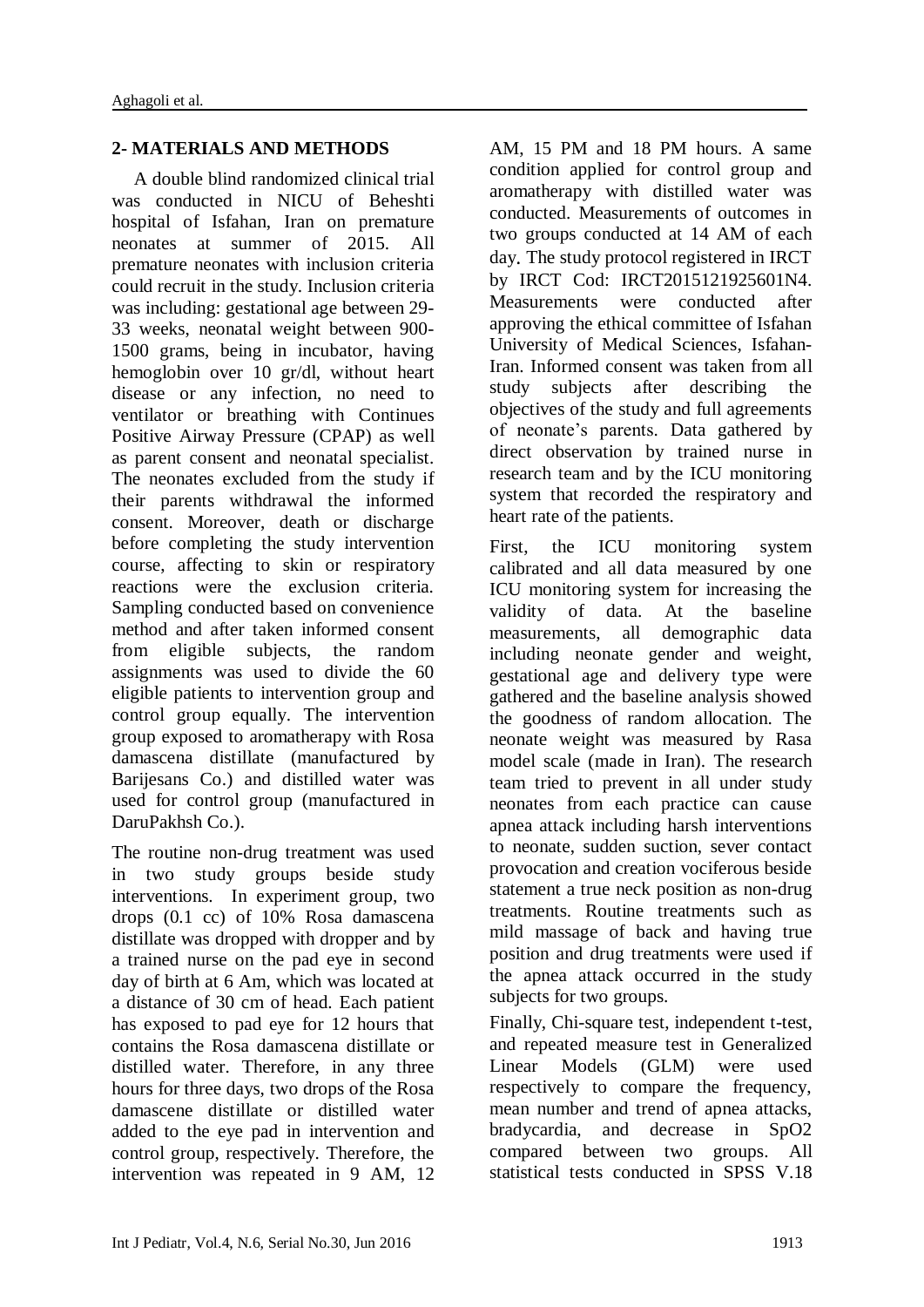## 2- MATERIALS AND METHODS

A double blind randomized clinical trial was conducted in NICU of Beheshti hospital of Isfahan, Iran on premature neonates at summer of 2015. All premature neonates with inclusion criteria could recruit in the study. Inclusion criteria was including: gestational age between 29-33 weeks, neonatal weight between 900-1500 grams, being in incubator, having hemoglobin over 10 gr/dl, without heart disease or any infection, no need to ventilator or breathing with Continues Positive Airway Pressure (CPAP) as well as parent consent and neonatal specialist. The neonates excluded from the study if their parents withdrawal the informed consent. Moreover, death or discharge before completing the study intervention course, affecting to skin or respiratory reactions were the exclusion criteria. Sampling conducted based on convenience method and after taken informed consent from eligible subjects, the random assignments was used to divide the 60 eligible patients to intervention group and control group equally. The intervention group exposed to aromatherapy with Rosa damascena distillate (manufactured by Barijesans Co.) and distilled water was used for control group (manufactured in DaruPakhsh Co.).

The routine non-drug treatment was used in two study groups beside study interventions. In experiment group, two drops (0.1 cc) of 10% Rosa damascena distillate was dropped with dropper and by a trained nurse on the pad eye in second day of birth at 6 Am, which was located at a distance of 30 cm of head. Each patient has exposed to pad eye for 12 hours that contains the Rosa damascena distillate or distilled water. Therefore, in any three hours for three days, two drops of the Rosa damascene distillate or distilled water added to the eye pad in intervention and control group, respectively. Therefore, the intervention was repeated in 9 AM, 12 AM, 15 PM and 18 PM hours. A same condition applied for control group and aromatherapy with distilled water was conducted. Measurements of outcomes in two groups conducted at 14 AM of each day. The study protocol registered in IRCT by IRCT Cod: IRCT2015121925601N4. Measurements were conducted after approving the ethical committee of Isfahan University of Medical Sciences, Isfahan-Iran. Informed consent was taken from all study subjects after describing the objectives of the study and full agreements of neonate's parents. Data gathered by direct observation by trained nurse in research team and by the ICU monitoring system that recorded the respiratory and heart rate of the patients.

First, the ICU monitoring system calibrated and all data measured by one ICU monitoring system for increasing the validity of data. At the baseline measurements, all demographic data including neonate gender and weight, gestational age and delivery type were gathered and the baseline analysis showed the goodness of random allocation. The neonate weight was measured by Rasa model scale (made in Iran). The research team tried to prevent in all under study neonates from each practice can cause apnea attack including harsh interventions to neonate, sudden suction, sever contact provocation and creation vociferous beside statement a true neck position as non-drug treatments. Routine treatments such as mild massage of back and having true position and drug treatments were used if the apnea attack occurred in the study subjects for two groups.

Finally, Chi-square test, independent t-test, and repeated measure test in Generalized Linear Models (GLM) were used respectively to compare the frequency, mean number and trend of apnea attacks, bradycardia, and decrease in SpO2 compared between two groups. All statistical tests conducted in SPSS V.18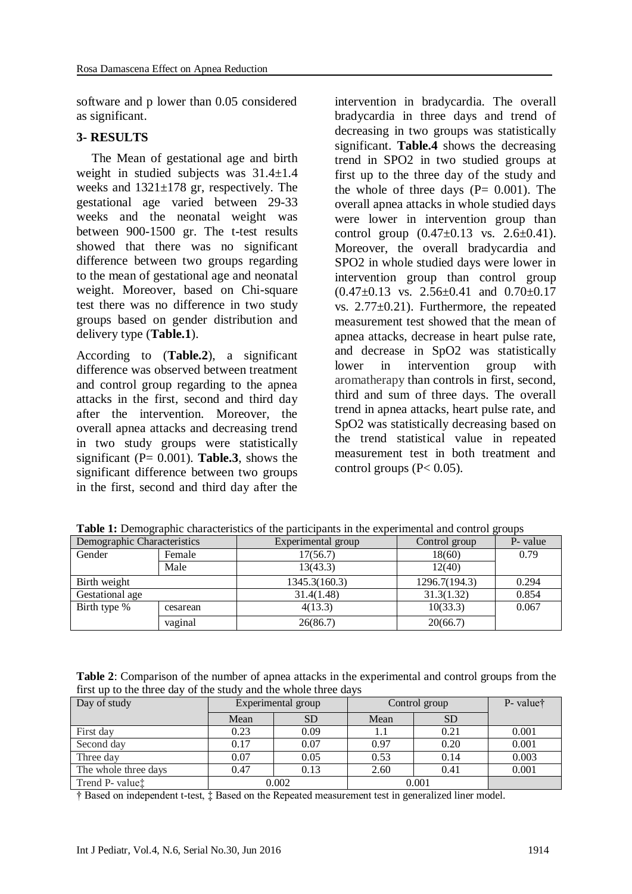software and p lower than 0.05 considered as significant.

## 3- RESULTS

The Mean of gestational age and birth weight in studied subjects was 31.4±1.4 weeks and 1321±178 gr, respectively. The gestational age varied between 29-33 weeks and the neonatal weight was between 900-1500 gr. The t-test results showed that there was no significant difference between two groups regarding to the mean of gestational age and neonatal weight. Moreover, based on Chi-square test there was no difference in two study groups based on gender distribution and delivery type (**Table.1**).

According to (**Table.2**), a significant difference was observed between treatment and control group regarding to the apnea attacks in the first, second and third day after the intervention. Moreover, the overall apnea attacks and decreasing trend in two study groups were statistically significant (P= 0.001). **Table.3**, shows the significant difference between two groups in the first, second and third day after the intervention in bradycardia. The overall bradycardia in three days and trend of decreasing in two groups was statistically significant. **Table.4** shows the decreasing trend in SPO2 in two studied groups at first up to the three day of the study and the whole of three days (P= 0.001). The overall apnea attacks in whole studied days were lower in intervention group than control group (0.47±0.13 vs. 2.6±0.41). Moreover, the overall bradycardia and SPO2 in whole studied days were lower in intervention group than control group (0.47±0.13 vs. 2.56±0.41 and 0.70±0.17 vs. 2.77±0.21). Furthermore, the repeated measurement test showed that the mean of apnea attacks, decrease in heart pulse rate, and decrease in SpO2 was statistically lower in intervention group with aromatherapy than controls in first, second, third and sum of three days. The overall trend in apnea attacks, heart pulse rate, and SpO2 was statistically decreasing based on the trend statistical value in repeated measurement test in both treatment and control groups (P< 0.05).

**Table 1:** Demographic characteristics of the participants in the experimental and control groups

| Demographic Characteristics | | Experimental group | Control group | P- value |
|---|---|---|---|---|
| Gender | Female | 17(56.7) | 18(60) | 0.79 |
| | Male | 13(43.3) | 12(40) | |
| Birth weight | | 1345.3(160.3) | 1296.7(194.3) | 0.294 |
| Gestational age | | 31.4(1.48) | 31.3(1.32) | 0.854 |
| Birth type % | cesarean | 4(13.3) | 10(33.3) | 0.067 |
| | vaginal | 26(86.7) | 20(66.7) | |

**Table 2**: Comparison of the number of apnea attacks in the experimental and control groups from the first up to the three day of the study and the whole three days

| Day of study | Experimental group | | Control group | | P- value† |
|---|---|---|---|---|---|
| | Mean | SD | Mean | SD | |
| First day | 0.23 | 0.09 | 1.1 | 0.21 | 0.001 |
| Second day | 0.17 | 0.07 | 0.97 | 0.20 | 0.001 |
| Three day | 0.07 | 0.05 | 0.53 | 0.14 | 0.003 |
| The whole three days | 0.47 | 0.13 | 2.60 | 0.41 | 0.001 |
| Trend P- value‡ | 0.002 | | 0.001 | | |

† Based on independent t-test, ‡ Based on the Repeated measurement test in generalized liner model.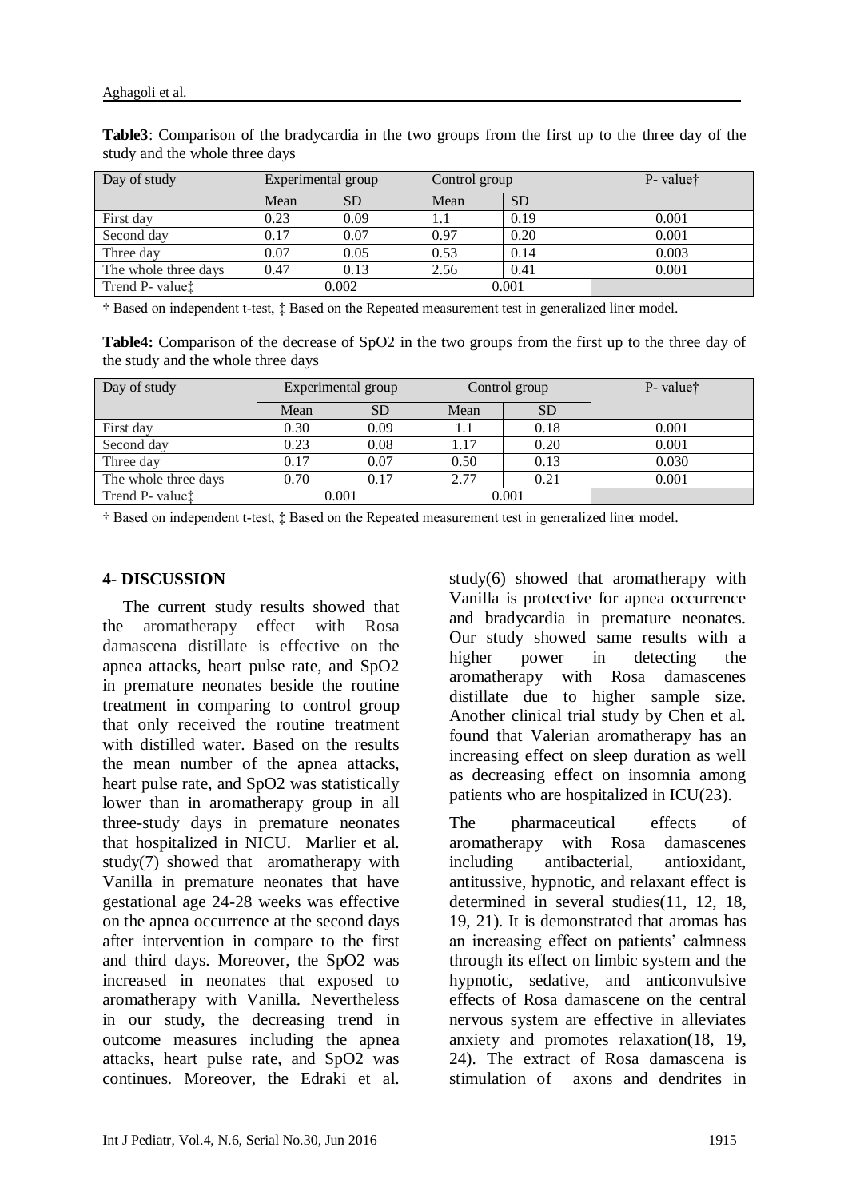**Table3**: Comparison of the bradycardia in the two groups from the first up to the three day of the study and the whole three days

| Day of study | Experimental group | | Control group | | P- value† |
|---|---|---|---|---|---|
| | Mean | SD | Mean | SD | |
| First day | 0.23 | 0.09 | 1.1 | 0.19 | 0.001 |
| Second day | 0.17 | 0.07 | 0.97 | 0.20 | 0.001 |
| Three day | 0.07 | 0.05 | 0.53 | 0.14 | 0.003 |
| The whole three days | 0.47 | 0.13 | 2.56 | 0.41 | 0.001 |
| Trend P- value‡ | 0.002 | | 0.001 | | |

† Based on independent t-test, ‡ Based on the Repeated measurement test in generalized liner model.

**Table4:** Comparison of the decrease of SpO2 in the two groups from the first up to the three day of the study and the whole three days

| Day of study | Experimental group | | Control group | | P- value† |
|---|---|---|---|---|---|
| | Mean | SD | Mean | SD | |
| First day | 0.30 | 0.09 | 1.1 | 0.18 | 0.001 |
| Second day | 0.23 | 0.08 | 1.17 | 0.20 | 0.001 |
| Three day | 0.17 | 0.07 | 0.50 | 0.13 | 0.030 |
| The whole three days | 0.70 | 0.17 | 2.77 | 0.21 | 0.001 |
| Trend P- value‡ | 0.001 | | 0.001 | | |

† Based on independent t-test, ‡ Based on the Repeated measurement test in generalized liner model.

## 4- DISCUSSION

The current study results showed that the aromatherapy effect with Rosa damascena distillate is effective on the apnea attacks, heart pulse rate, and SpO2 in premature neonates beside the routine treatment in comparing to control group that only received the routine treatment with distilled water. Based on the results the mean number of the apnea attacks, heart pulse rate, and SpO2 was statistically lower than in aromatherapy group in all three-study days in premature neonates that hospitalized in NICU. Marlier et al. study(7) showed that aromatherapy with Vanilla in premature neonates that have gestational age 24-28 weeks was effective on the apnea occurrence at the second days after intervention in compare to the first and third days. Moreover, the SpO2 was increased in neonates that exposed to aromatherapy with Vanilla. Nevertheless in our study, the decreasing trend in outcome measures including the apnea attacks, heart pulse rate, and SpO2 was continues. Moreover, the Edraki et al. study(6) showed that aromatherapy with Vanilla is protective for apnea occurrence and bradycardia in premature neonates. Our study showed same results with a higher power in detecting the aromatherapy with Rosa damascenes distillate due to higher sample size. Another clinical trial study by Chen et al. found that Valerian aromatherapy has an increasing effect on sleep duration as well as decreasing effect on insomnia among patients who are hospitalized in ICU(23).

The pharmaceutical effects of aromatherapy with Rosa damascenes including antibacterial, antioxidant, antitussive, hypnotic, and relaxant effect is determined in several studies(11, 12, 18, 19, 21). It is demonstrated that aromas has an increasing effect on patients' calmness through its effect on limbic system and the hypnotic, sedative, and anticonvulsive effects of Rosa damascene on the central nervous system are effective in alleviates anxiety and promotes relaxation(18, 19, 24). The extract of Rosa damascena is stimulation of axons and dendrites in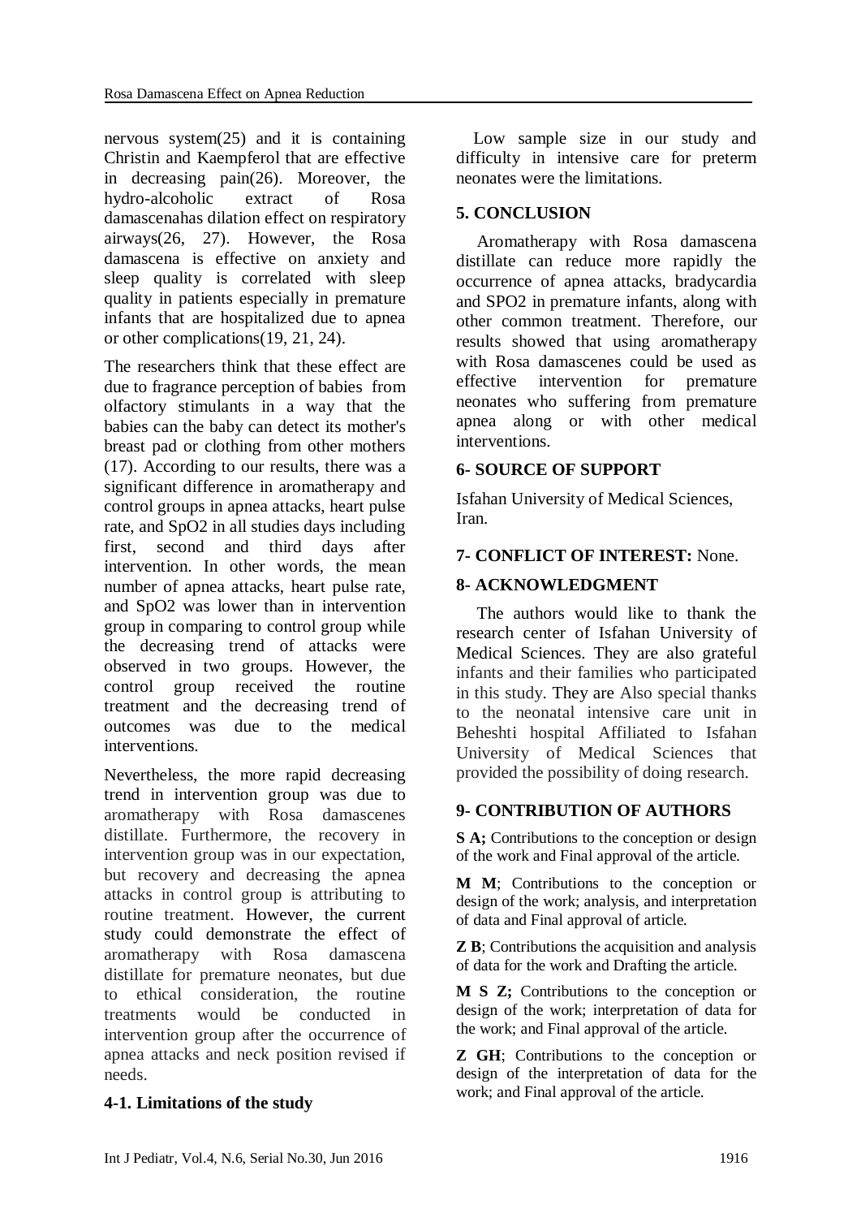nervous system(25) and it is containing Christin and Kaempferol that are effective in decreasing pain(26). Moreover, the hydro-alcoholic extract of Rosa damascenahas dilation effect on respiratory airways(26, 27). However, the Rosa damascena is effective on anxiety and sleep quality is correlated with sleep quality in patients especially in premature infants that are hospitalized due to apnea or other complications(19, 21, 24).

The researchers think that these effect are due to fragrance perception of babies from olfactory stimulants in a way that the babies can the baby can detect its mother's breast pad or clothing from other mothers (17). According to our results, there was a significant difference in aromatherapy and control groups in apnea attacks, heart pulse rate, and SpO2 in all studies days including first, second and third days after intervention. In other words, the mean number of apnea attacks, heart pulse rate, and SpO2 was lower than in intervention group in comparing to control group while the decreasing trend of attacks were observed in two groups. However, the control group received the routine treatment and the decreasing trend of outcomes was due to the medical interventions.

Nevertheless, the more rapid decreasing trend in intervention group was due to aromatherapy with Rosa damascenes distillate. Furthermore, the recovery in intervention group was in our expectation, but recovery and decreasing the apnea attacks in control group is attributing to routine treatment. However, the current study could demonstrate the effect of aromatherapy with Rosa damascena distillate for premature neonates, but due to ethical consideration, the routine treatments would be conducted in intervention group after the occurrence of apnea attacks and neck position revised if needs.

### 4-1. Limitations of the study

Low sample size in our study and difficulty in intensive care for preterm neonates were the limitations.

## 5. CONCLUSION

Aromatherapy with Rosa damascena distillate can reduce more rapidly the occurrence of apnea attacks, bradycardia and SPO2 in premature infants, along with other common treatment. Therefore, our results showed that using aromatherapy with Rosa damascenes could be used as effective intervention for premature neonates who suffering from premature apnea along or with other medical interventions.

## 6- SOURCE OF SUPPORT

Isfahan University of Medical Sciences, Iran.

## 7- CONFLICT OF INTEREST: None.

## 8- ACKNOWLEDGMENT

The authors would like to thank the research center of Isfahan University of Medical Sciences. They are also grateful infants and their families who participated in this study. They are Also special thanks to the neonatal intensive care unit in Beheshti hospital Affiliated to Isfahan University of Medical Sciences that provided the possibility of doing research.

## 9- CONTRIBUTION OF AUTHORS

**S A;** Contributions to the conception or design of the work and Final approval of the article.

**M M**; Contributions to the conception or design of the work; analysis, and interpretation of data and Final approval of article.

**Z B**; Contributions the acquisition and analysis of data for the work and Drafting the article.

**M S Z;** Contributions to the conception or design of the work; interpretation of data for the work; and Final approval of the article.

**Z GH**; Contributions to the conception or design of the interpretation of data for the work; and Final approval of the article.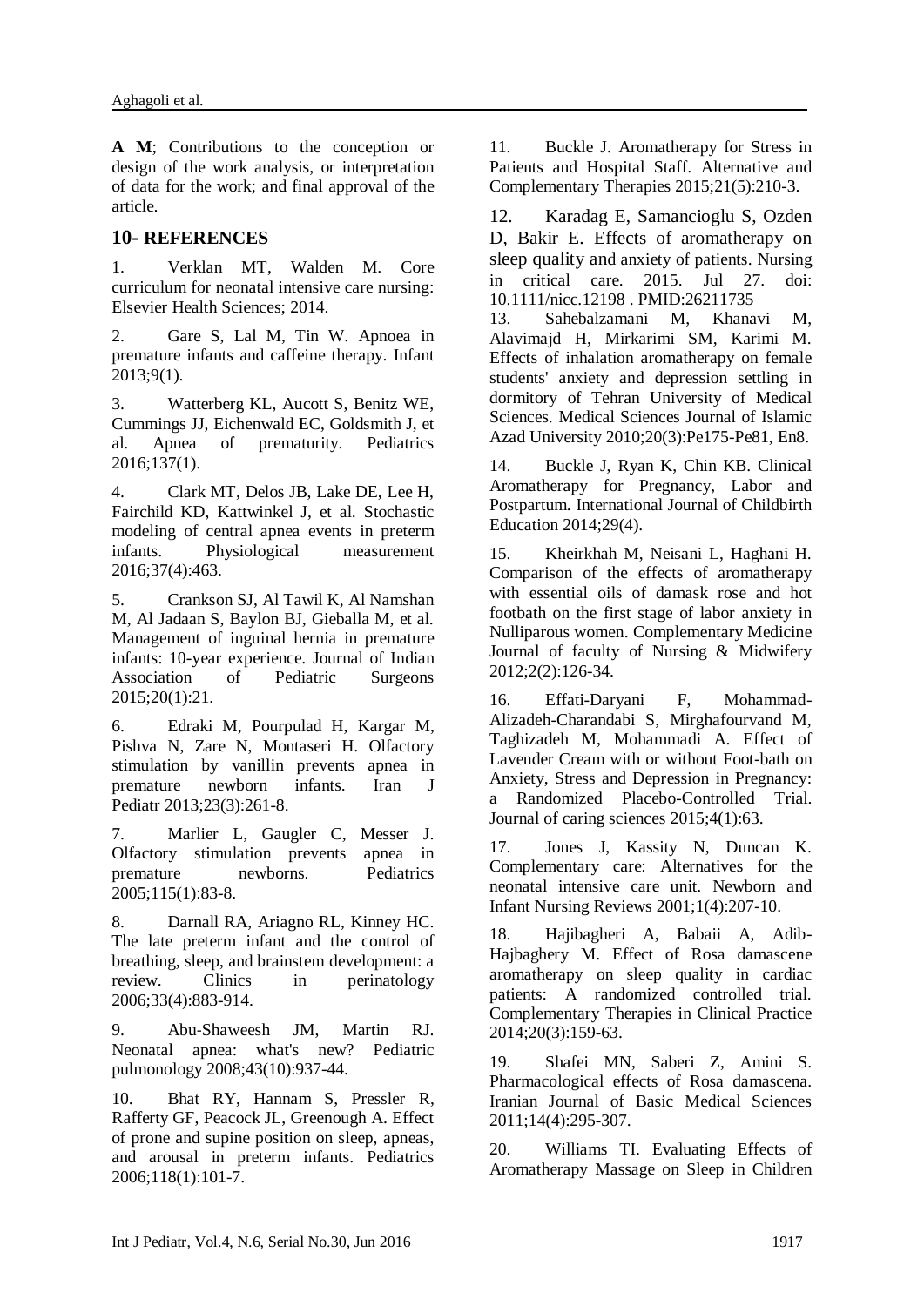**A M**; Contributions to the conception or design of the work analysis, or interpretation of data for the work; and final approval of the article.

## 10- REFERENCES

1. Verklan MT, Walden M. Core curriculum for neonatal intensive care nursing: Elsevier Health Sciences; 2014.

2. Gare S, Lal M, Tin W. Apnoea in premature infants and caffeine therapy. Infant 2013;9(1).

3. Watterberg KL, Aucott S, Benitz WE, Cummings JJ, Eichenwald EC, Goldsmith J, et al. Apnea of prematurity. Pediatrics 2016;137(1).

4. Clark MT, Delos JB, Lake DE, Lee H, Fairchild KD, Kattwinkel J, et al. Stochastic modeling of central apnea events in preterm infants. Physiological measurement 2016;37(4):463.

5. Crankson SJ, Al Tawil K, Al Namshan M, Al Jadaan S, Baylon BJ, Gieballa M, et al. Management of inguinal hernia in premature infants: 10-year experience. Journal of Indian Association of Pediatric Surgeons 2015;20(1):21.

6. Edraki M, Pourpulad H, Kargar M, Pishva N, Zare N, Montaseri H. Olfactory stimulation by vanillin prevents apnea in premature newborn infants. Iran J Pediatr 2013;23(3):261-8.

7. Marlier L, Gaugler C, Messer J. Olfactory stimulation prevents apnea in premature newborns. Pediatrics 2005;115(1):83-8.

8. Darnall RA, Ariagno RL, Kinney HC. The late preterm infant and the control of breathing, sleep, and brainstem development: a review. Clinics in perinatology 2006;33(4):883-914.

9. Abu-Shaweesh JM, Martin RJ. Neonatal apnea: what's new? Pediatric pulmonology 2008;43(10):937-44.

10. Bhat RY, Hannam S, Pressler R, Rafferty GF, Peacock JL, Greenough A. Effect of prone and supine position on sleep, apneas, and arousal in preterm infants. Pediatrics 2006;118(1):101-7.

11. Buckle J. Aromatherapy for Stress in Patients and Hospital Staff. Alternative and Complementary Therapies 2015;21(5):210-3.

12. Karadag E, Samancioglu S, Ozden D, Bakir E. Effects of aromatherapy on sleep quality and anxiety of patients. Nursing in critical care. 2015. Jul 27. doi: 10.1111/nicc.12198 . PMID:26211735

13. Sahebalzamani M, Khanavi M, Alavimajd H, Mirkarimi SM, Karimi M. Effects of inhalation aromatherapy on female students' anxiety and depression settling in dormitory of Tehran University of Medical Sciences. Medical Sciences Journal of Islamic Azad University 2010;20(3):Pe175-Pe81, En8.

14. Buckle J, Ryan K, Chin KB. Clinical Aromatherapy for Pregnancy, Labor and Postpartum. International Journal of Childbirth Education 2014;29(4).

15. Kheirkhah M, Neisani L, Haghani H. Comparison of the effects of aromatherapy with essential oils of damask rose and hot footbath on the first stage of labor anxiety in Nulliparous women. Complementary Medicine Journal of faculty of Nursing & Midwifery 2012;2(2):126-34.

16. Effati-Daryani F, Mohammad-Alizadeh-Charandabi S, Mirghafourvand M, Taghizadeh M, Mohammadi A. Effect of Lavender Cream with or without Foot-bath on Anxiety, Stress and Depression in Pregnancy: a Randomized Placebo-Controlled Trial. Journal of caring sciences 2015;4(1):63.

17. Jones J, Kassity N, Duncan K. Complementary care: Alternatives for the neonatal intensive care unit. Newborn and Infant Nursing Reviews 2001;1(4):207-10.

18. Hajibagheri A, Babaii A, Adib-Hajbaghery M. Effect of Rosa damascene aromatherapy on sleep quality in cardiac patients: A randomized controlled trial. Complementary Therapies in Clinical Practice 2014;20(3):159-63.

19. Shafei MN, Saberi Z, Amini S. Pharmacological effects of Rosa damascena. Iranian Journal of Basic Medical Sciences 2011;14(4):295-307.

20. Williams TI. Evaluating Effects of Aromatherapy Massage on Sleep in Children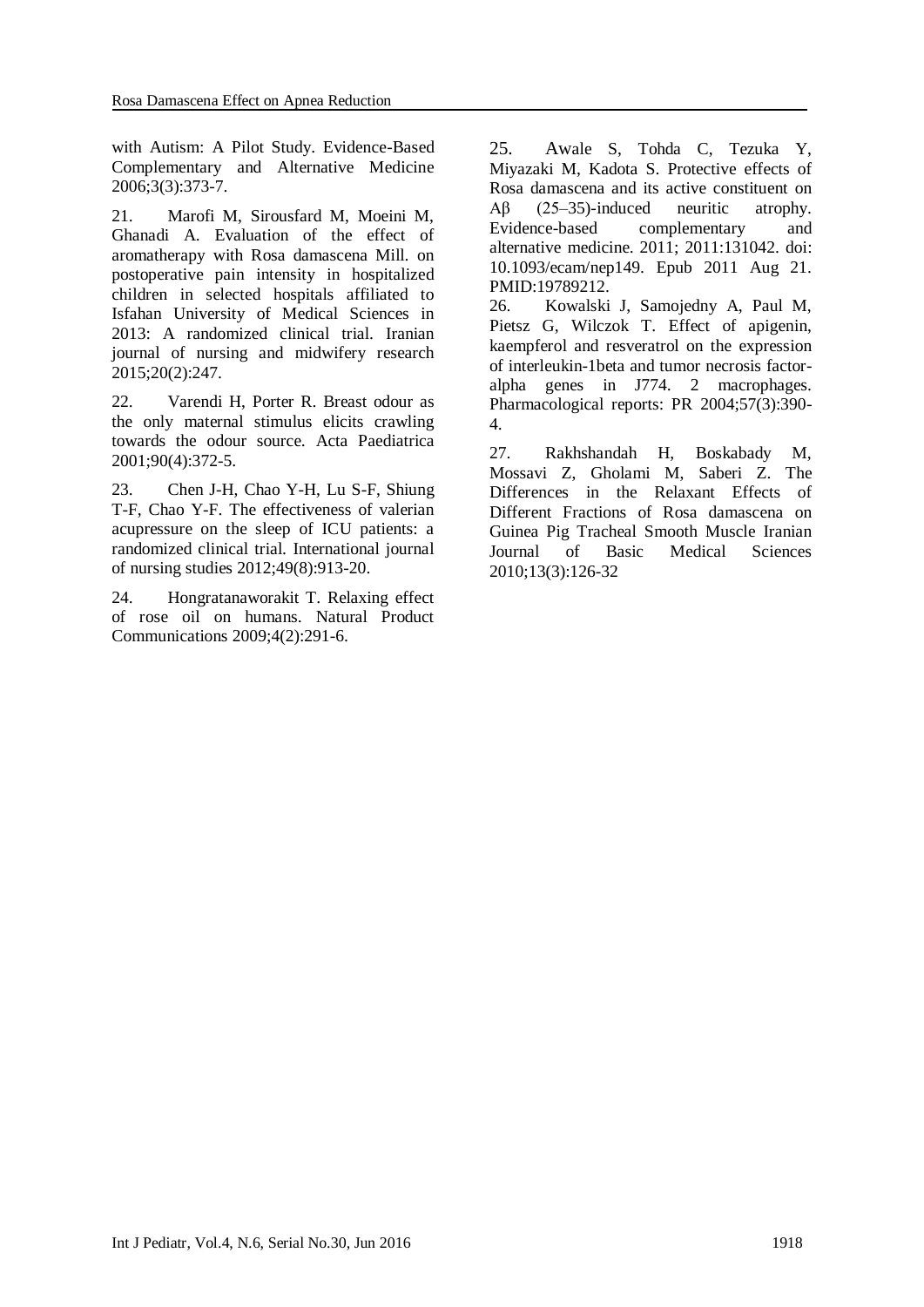with Autism: A Pilot Study. Evidence-Based Complementary and Alternative Medicine 2006;3(3):373-7.

21. Marofi M, Sirousfard M, Moeini M, Ghanadi A. Evaluation of the effect of aromatherapy with Rosa damascena Mill. on postoperative pain intensity in hospitalized children in selected hospitals affiliated to Isfahan University of Medical Sciences in 2013: A randomized clinical trial. Iranian journal of nursing and midwifery research 2015;20(2):247.

22. Varendi H, Porter R. Breast odour as the only maternal stimulus elicits crawling towards the odour source. Acta Paediatrica 2001;90(4):372-5.

23. Chen J-H, Chao Y-H, Lu S-F, Shiung T-F, Chao Y-F. The effectiveness of valerian acupressure on the sleep of ICU patients: a randomized clinical trial. International journal of nursing studies 2012;49(8):913-20.

24. Hongratanaworakit T. Relaxing effect of rose oil on humans. Natural Product Communications 2009;4(2):291-6.

25. Awale S, Tohda C, Tezuka Y, Miyazaki M, Kadota S. Protective effects of Rosa damascena and its active constituent on Aβ (25–35)-induced neuritic atrophy. Evidence-based complementary and alternative medicine. 2011; 2011:131042. doi: 10.1093/ecam/nep149. Epub 2011 Aug 21. PMID:19789212.

26. Kowalski J, Samojedny A, Paul M, Pietsz G, Wilczok T. Effect of apigenin, kaempferol and resveratrol on the expression of interleukin-1beta and tumor necrosis factor-alpha genes in J774. 2 macrophages. Pharmacological reports: PR 2004;57(3):390-4.

27. Rakhshandah H, Boskabady M, Mossavi Z, Gholami M, Saberi Z. The Differences in the Relaxant Effects of Different Fractions of Rosa damascena on Guinea Pig Tracheal Smooth Muscle Iranian Journal of Basic Medical Sciences 2010;13(3):126-32